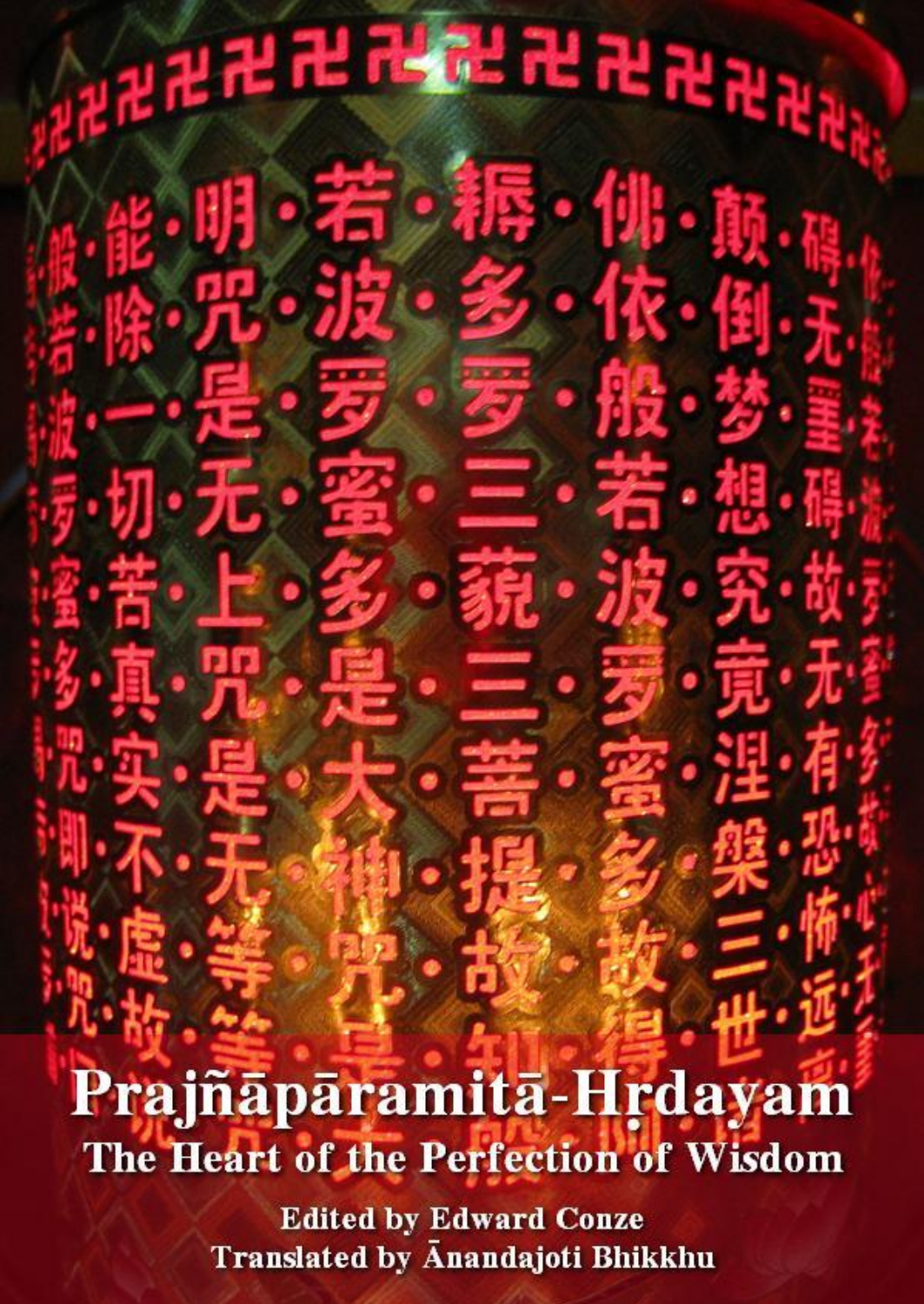# Prajñāpāramitā-Hṛdayam

## The Heart of the Perfection of Wisdom

**Edited by Edward Conze**

**Translated by Ānandajoti Bhikkhu**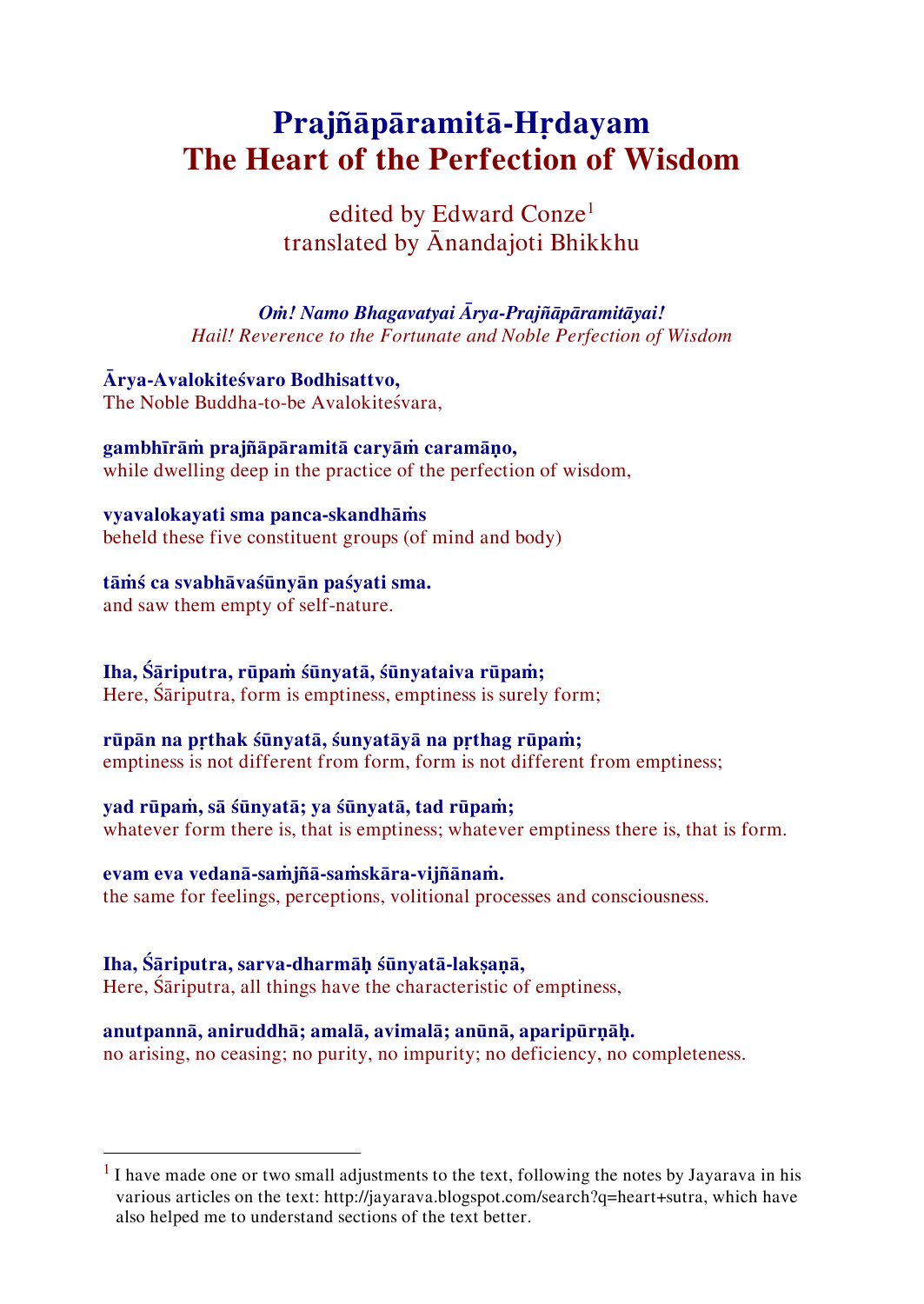# Prajñāpāramitā-Hṛdayam
# The Heart of the Perfection of Wisdom

edited by Edward Conze[1]
translated by Ānandajoti Bhikkhu

***Oṁ! Namo Bhagavatyai Ārya-Prajñāpāramitāyai!***
*Hail! Reverence to the Fortunate and Noble Perfection of Wisdom*

**Ārya-Avalokiteśvaro Bodhisattvo,**
The Noble Buddha-to-be Avalokiteśvara,

**gambhīrāṁ prajñāpāramitā caryāṁ caramāṇo,**
while dwelling deep in the practice of the perfection of wisdom,

**vyavalokayati sma panca-skandhāṁś**
beheld these five constituent groups (of mind and body)

**tāṁś ca svabhāvaśūnyān paśyati sma.**
and saw them empty of self-nature.

**Iha, Śāriputra, rūpaṁ śūnyatā, śūnyataiva rūpaṁ;**
Here, Śāriputra, form is emptiness, emptiness is surely form;

**rūpān na pṛthak śūnyatā, śunyatāyā na pṛthag rūpaṁ;**
emptiness is not different from form, form is not different from emptiness;

**yad rūpaṁ, sā śūnyatā; ya śūnyatā, tad rūpaṁ;**
whatever form there is, that is emptiness; whatever emptiness there is, that is form.

**evam eva vedanā-saṁjñā-saṁskāra-vijñānaṁ.**
the same for feelings, perceptions, volitional processes and consciousness.

**Iha, Śāriputra, sarva-dharmāḥ śūnyatā-lakṣaṇā,**
Here, Śāriputra, all things have the characteristic of emptiness,

**anutpannā, aniruddhā; amalā, avimalā; anūnā, aparipūrṇāḥ.**
no arising, no ceasing; no purity, no impurity; no deficiency, no completeness.

---

[1] I have made one or two small adjustments to the text, following the notes by Jayarava in his various articles on the text: http://jayarava.blogspot.com/search?q=heart+sutra, which have also helped me to understand sections of the text better.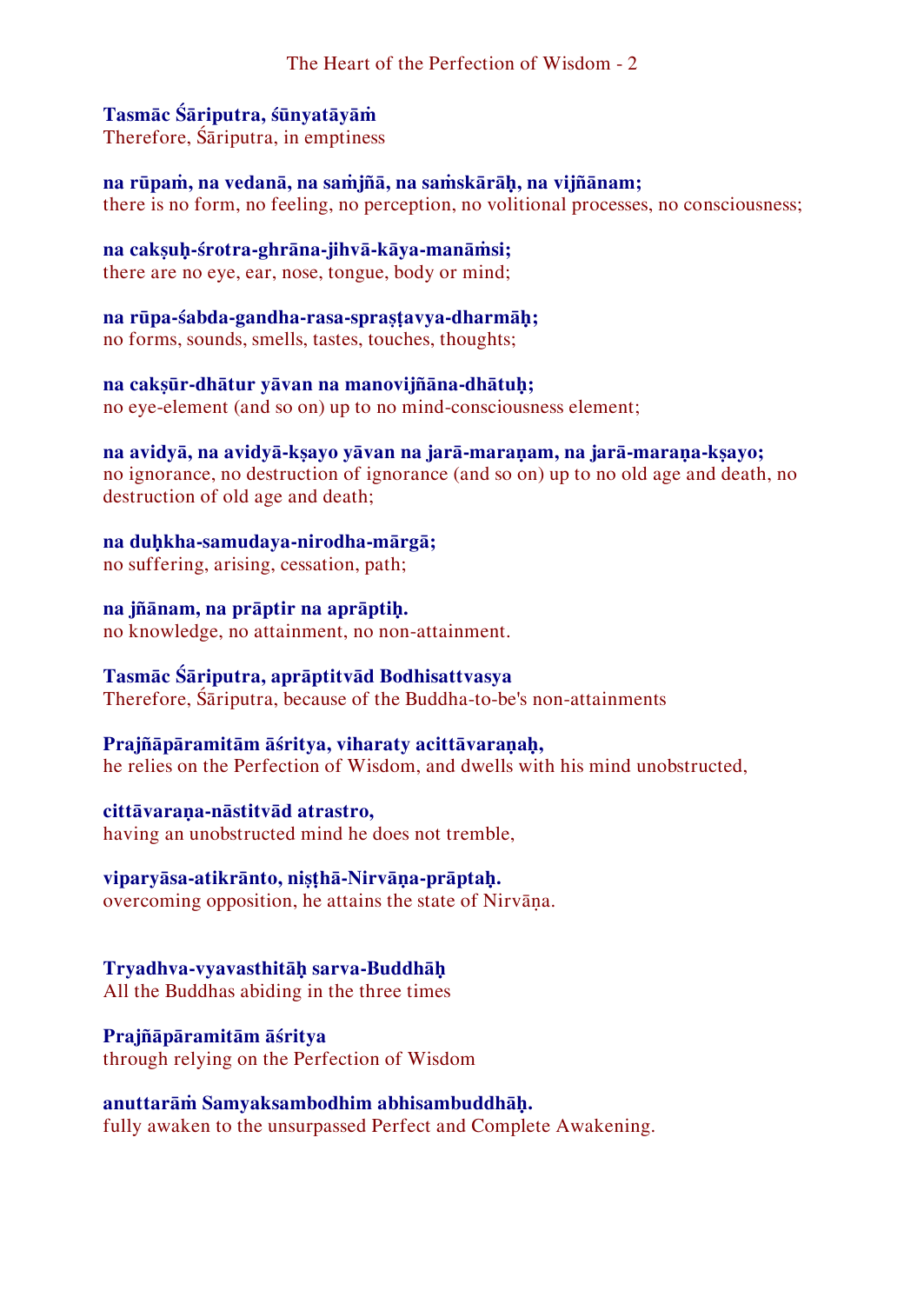**Tasmāc Śāriputra, śūnyatāyāṁ**
Therefore, Śāriputra, in emptiness

**na rūpaṁ, na vedanā, na saṁjñā, na saṁskārāḥ, na vijñānam;**
there is no form, no feeling, no perception, no volitional processes, no consciousness;

**na cakṣuḥ-śrotra-ghrāna-jihvā-kāya-manāṁsi;**
there are no eye, ear, nose, tongue, body or mind;

**na rūpa-śabda-gandha-rasa-spraṣṭavya-dharmāḥ;**
no forms, sounds, smells, tastes, touches, thoughts;

**na cakṣūr-dhātur yāvan na manovijñāna-dhātuḥ;**
no eye-element (and so on) up to no mind-consciousness element;

**na avidyā, na avidyā-kṣayo yāvan na jarā-maraṇam, na jarā-maraṇa-kṣayo;**
no ignorance, no destruction of ignorance (and so on) up to no old age and death, no destruction of old age and death;

**na duḥkha-samudaya-nirodha-mārgā;**
no suffering, arising, cessation, path;

**na jñānam, na prāptir na aprāptiḥ.**
no knowledge, no attainment, no non-attainment.

**Tasmāc Śāriputra, aprāptitvād Bodhisattvasya**
Therefore, Śāriputra, because of the Buddha-to-be's non-attainments

**Prajñāpāramitām āśritya, viharaty acittāvaraṇaḥ,**
he relies on the Perfection of Wisdom, and dwells with his mind unobstructed,

**cittāvaraṇa-nāstitvād atrastro,**
having an unobstructed mind he does not tremble,

**viparyāsa-atikrānto, niṣṭhā-Nirvāṇa-prāptaḥ.**
overcoming opposition, he attains the state of Nirvāṇa.

**Tryadhva-vyavasthitāḥ sarva-Buddhāḥ**
All the Buddhas abiding in the three times

**Prajñāpāramitām āśritya**
through relying on the Perfection of Wisdom

**anuttarāṁ Samyaksambodhim abhisambuddhāḥ.**
fully awaken to the unsurpassed Perfect and Complete Awakening.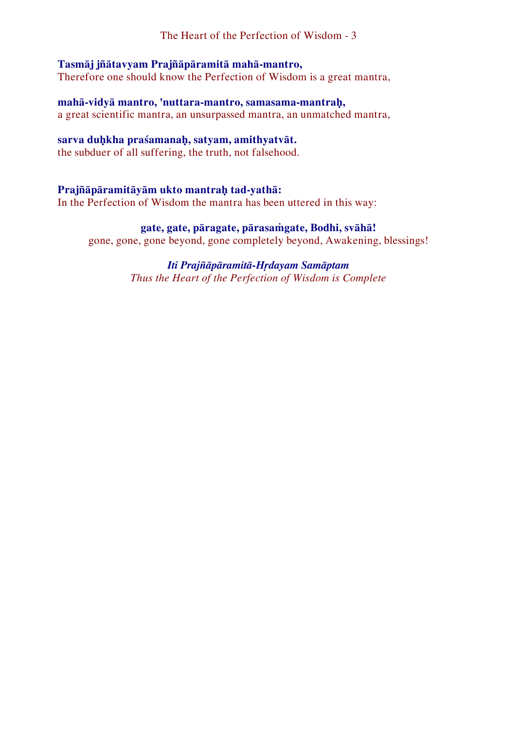**Tasmāj jñātavyam Prajñāpāramitā mahā-mantro,**
Therefore one should know the Perfection of Wisdom is a great mantra,

**mahā-vidyā mantro, 'nuttara-mantro, samasama-mantraḥ,**
a great scientific mantra, an unsurpassed mantra, an unmatched mantra,

**sarva duḥkha praśamanaḥ, satyam, amithyatvāt.**
the subduer of all suffering, the truth, not falsehood.

**Prajñāpāramitāyām ukto mantraḥ tad-yathā:**
In the Perfection of Wisdom the mantra has been uttered in this way:

**gate, gate, pāragate, pārasaṁgate, Bodhi, svāhā!**
gone, gone, gone beyond, gone completely beyond, Awakening, blessings!

***Iti Prajñāpāramitā-Hṛdayam Samāptam***
*Thus the Heart of the Perfection of Wisdom is Complete*